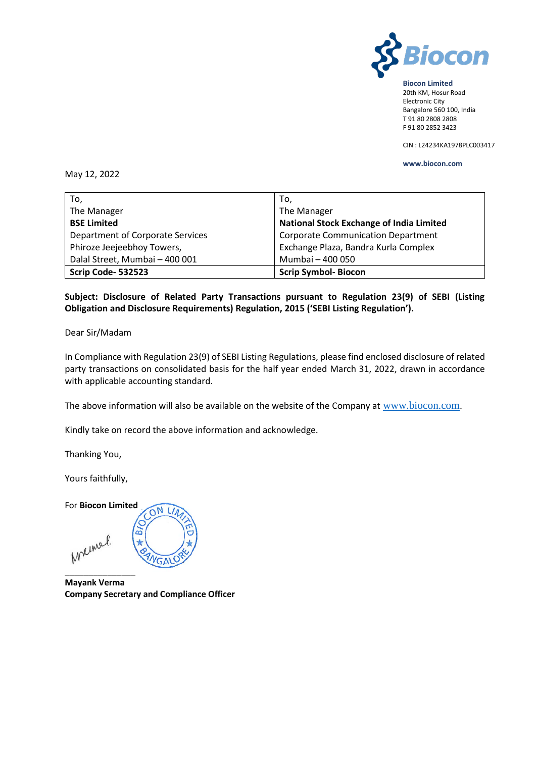**Biocon Limited**
20th KM, Hosur Road
Electronic City
Bangalore 560 100, India
T 91 80 2808 2808
F 91 80 2852 3423

CIN : L24234KA1978PLC003417

**www.biocon.com**

May 12, 2022

| To,<br>The Manager<br>**BSE Limited**<br>Department of Corporate Services<br>Phiroze Jeejeebhoy Towers,<br>Dalal Street, Mumbai – 400 001 | To,<br>The Manager<br>**National Stock Exchange of India Limited**<br>Corporate Communication Department<br>Exchange Plaza, Bandra Kurla Complex<br>Mumbai – 400 050 |
|---|---|
| **Scrip Code- 532523** | **Scrip Symbol- Biocon** |

**Subject: Disclosure of Related Party Transactions pursuant to Regulation 23(9) of SEBI (Listing Obligation and Disclosure Requirements) Regulation, 2015 ('SEBI Listing Regulation').**

Dear Sir/Madam

In Compliance with Regulation 23(9) of SEBI Listing Regulations, please find enclosed disclosure of related party transactions on consolidated basis for the half year ended March 31, 2022, drawn in accordance with applicable accounting standard.

The above information will also be available on the website of the Company at www.biocon.com.

Kindly take on record the above information and acknowledge.

Thanking You,

Yours faithfully,

For **Biocon Limited**

**Mayank Verma**
**Company Secretary and Compliance Officer**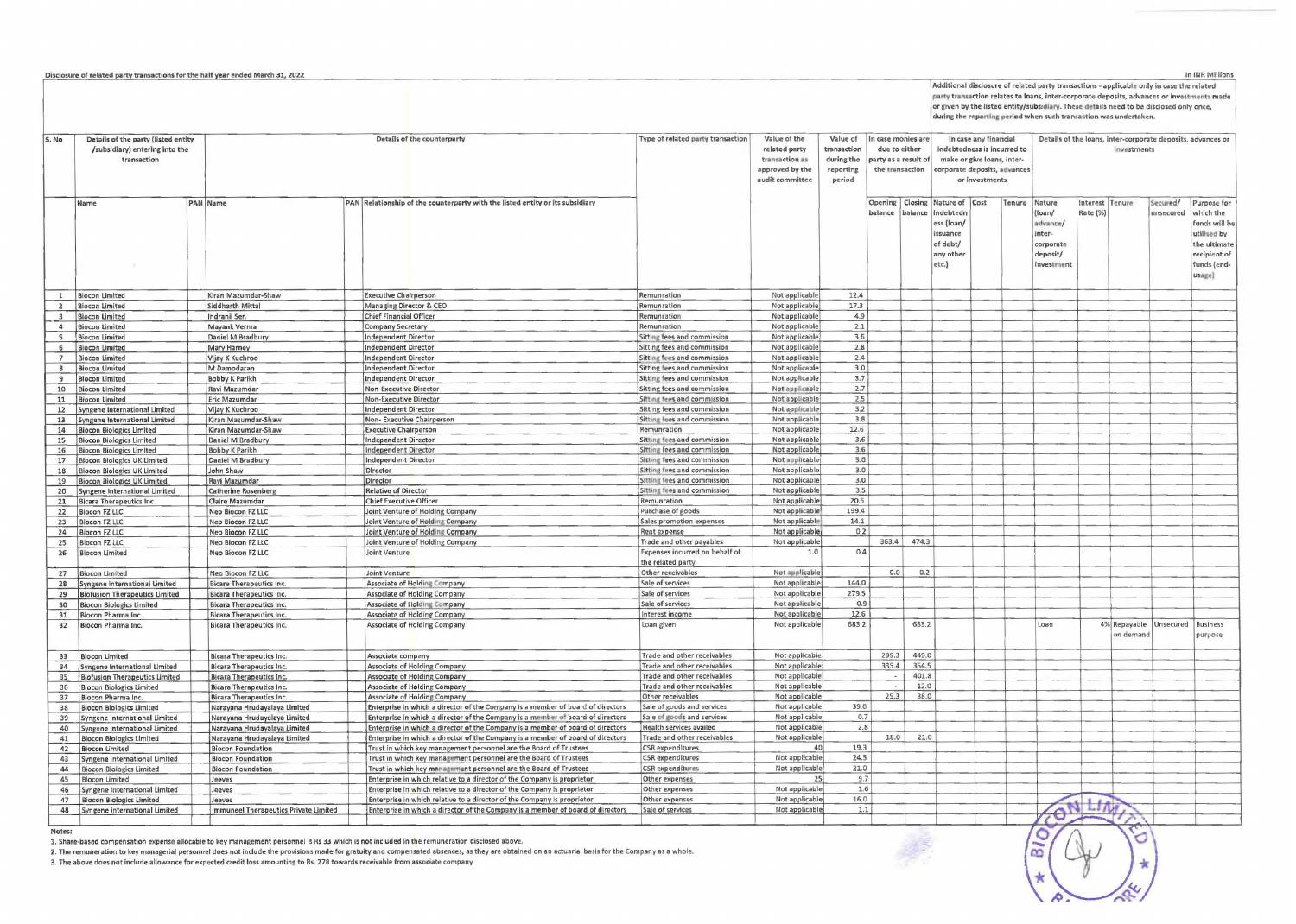**Disclosure of related party transactions for the half year ended March 31, 2022**

In INR Millions

| | | | | | | | | | | | Additional disclosure of related party transactions - applicable only in case the related party transaction relates to loans, inter-corporate deposits, advances or investments made or given by the listed entity/subsidiary. These details need to be disclosed only once, during the reporting period when such transaction was undertaken. | | | | | | | |
|---|---|---|---|---|---|---|---|---|---|---|---|---|---|---|---|---|---|---|
| S. No | Details of the party (listed entity /subsidiary) entering into the transaction | | Details of the counterparty | | | Type of related party transaction | Value of the related party transaction as approved by the audit committee | Value of transaction during the reporting period | In case monies are due to either party as a result of the transaction | | In case any financial indebtedness is incurred to make or give loans, inter-corporate deposits, advances or investments | | | Details of the loans, inter-corporate deposits, advances or investments | | | | |
| | Name | PAN | Name | PAN | Relationship of the counterparty with the listed entity or its subsidiary | | | | Opening balance | Closing balance | Nature of indebtedness (loan/ issuance of debt/ any other etc.) | Cost | Tenure | Nature (loan/ advance/ inter-corporate deposit/ investment | Interest Rate (%) | Tenure | Secured/ unsecured | Purpose for which the funds will be utilised by the ultimate recipient of funds (end-usage) |
| 1 | Biocon Limited | | Kiran Mazumdar-Shaw | | Executive Chairperson | Remunration | Not applicable | 12.4 | | | | | | | | | | |
| 2 | Biocon Limited | | Siddharth Mittal | | Managing Director & CEO | Remunration | Not applicable | 17.3 | | | | | | | | | | |
| 3 | Biocon Limited | | Indranil Sen | | Chief Financial Officer | Remunration | Not applicable | 4.9 | | | | | | | | | | |
| 4 | Biocon Limited | | Mayank Verma | | Company Secretary | Remunration | Not applicable | 2.1 | | | | | | | | | | |
| 5 | Biocon Limited | | Daniel M Bradbury | | Independent Director | Sitting fees and commission | Not applicable | 3.6 | | | | | | | | | | |
| 6 | Biocon Limited | | Mary Harney | | Independent Director | Sitting fees and commission | Not applicable | 2.8 | | | | | | | | | | |
| 7 | Biocon Limited | | Vijay K Kuchroo | | Independent Director | Sitting fees and commission | Not applicable | 2.4 | | | | | | | | | | |
| 8 | Biocon Limited | | M Damodaran | | Independent Director | Sitting fees and commission | Not applicable | 3.0 | | | | | | | | | | |
| 9 | Biocon Limited | | Bobby K Parikh | | Independent Director | Sitting fees and commission | Not applicable | 3.7 | | | | | | | | | | |
| 10 | Biocon Limited | | Ravi Mazumdar | | Non-Executive Director | Sitting fees and commission | Not applicable | 2.7 | | | | | | | | | | |
| 11 | Biocon Limited | | Eric Mazumdar | | Non-Executive Director | Sitting fees and commission | Not applicable | 2.5 | | | | | | | | | | |
| 12 | Syngene International Limited | | Vijay K Kuchroo | | Independent Director | Sitting fees and commission | Not applicable | 3.2 | | | | | | | | | | |
| 13 | Syngene International Limited | | Kiran Mazumdar-Shaw | | Non- Executive Chairperson | Sitting fees and commission | Not applicable | 3.8 | | | | | | | | | | |
| 14 | Biocon Biologics Limited | | Kiran Mazumdar-Shaw | | Executive Chairperson | Remunration | Not applicable | 12.6 | | | | | | | | | | |
| 15 | Biocon Biologics Limited | | Daniel M Bradbury | | Independent Director | Sitting fees and commission | Not applicable | 3.6 | | | | | | | | | | |
| 16 | Biocon Biologics Limited | | Bobby K Parikh | | Independent Director | Sitting fees and commission | Not applicable | 3.6 | | | | | | | | | | |
| 17 | Biocon Biologics UK Limited | | Daniel M Bradbury | | Independent Director | Sitting fees and commission | Not applicable | 3.0 | | | | | | | | | | |
| 18 | Biocon Biologics UK Limited | | John Shaw | | Director | Sitting fees and commission | Not applicable | 3.0 | | | | | | | | | | |
| 19 | Biocon Biologics UK Limited | | Ravi Mazumdar | | Director | Sitting fees and commission | Not applicable | 3.0 | | | | | | | | | | |
| 20 | Syngene International Limited | | Catherine Rosenberg | | Relative of Director | Sitting fees and commission | Not applicable | 3.5 | | | | | | | | | | |
| 21 | Bicara Therapeutics Inc. | | Claire Mazumdar | | Chief Executive Officer | Remunration | Not applicable | 20.5 | | | | | | | | | | |
| 22 | Biocon FZ LLC | | Neo Biocon FZ LLC | | Joint Venture of Holding Company | Purchase of goods | Not applicable | 199.4 | | | | | | | | | | |
| 23 | Biocon FZ LLC | | Neo Biocon FZ LLC | | Joint Venture of Holding Company | Sales promotion expenses | Not applicable | 14.1 | | | | | | | | | | |
| 24 | Biocon FZ LLC | | Neo Biocon FZ LLC | | Joint Venture of Holding Company | Rent expense | Not applicable | 0.2 | | | | | | | | | | |
| 25 | Biocon FZ LLC | | Neo Biocon FZ LLC | | Joint Venture of Holding Company | Trade and other payables | Not applicable | | 363.4 | 474.3 | | | | | | | | |
| 26 | Biocon Limited | | Neo Biocon FZ LLC | | Joint Venture | Expenses incurred on behalf of the related party | 1.0 | 0.4 | | | | | | | | | | |
| 27 | Biocon Limited | | Neo Biocon FZ LLC | | Joint Venture | Other receivables | Not applicable | | 0.0 | 0.2 | | | | | | | | |
| 28 | Syngene International Limited | | Bicara Therapeutics Inc. | | Associate of Holding Company | Sale of services | Not applicable | 144.0 | | | | | | | | | | |
| 29 | Biofusion Therapeutics Limited | | Bicara Therapeutics Inc. | | Associate of Holding Company | Sale of services | Not applicable | 279.5 | | | | | | | | | | |
| 30 | Biocon Biologics Limited | | Bicara Therapeutics Inc. | | Associate of Holding Company | Sale of services | Not applicable | 0.9 | | | | | | | | | | |
| 31 | Biocon Pharma Inc. | | Bicara Therapeutics Inc. | | Associate of Holding Company | Interest income | Not applicable | 12.6 | | | | | | | | | | |
| 32 | Biocon Pharma Inc. | | Bicara Therapeutics Inc. | | Associate of Holding Company | Loan given | Not applicable | 683.2 | | 683.2 | | | | Loan | 4% | Repayable on demand | Unsecured | Business purpose |
| 33 | Biocon Limited | | Bicara Therapeutics Inc. | | Associate company | Trade and other receivables | Not applicable | | 299.3 | 449.0 | | | | | | | | |
| 34 | Syngene International Limited | | Bicara Therapeutics Inc. | | Associate of Holding Company | Trade and other receivables | Not applicable | | 335.4 | 354.5 | | | | | | | | |
| 35 | Biofusion Therapeutics Limited | | Bicara Therapeutics Inc. | | Associate of Holding Company | Trade and other receivables | Not applicable | | - | 401.8 | | | | | | | | |
| 36 | Biocon Biologics Limited | | Bicara Therapeutics Inc. | | Associate of Holding Company | Trade and other receivables | Not applicable | | - | 12.0 | | | | | | | | |
| 37 | Biocon Pharma Inc. | | Bicara Therapeutics Inc. | | Associate of Holding Company | Other receivables | Not applicable | | 25.3 | 38.0 | | | | | | | | |
| 38 | Biocon Biologics Limited | | Narayana Hrudayalaya Limited | | Enterprise in which a director of the Company is a member of board of directors | Sale of goods and services | Not applicable | 39.0 | | | | | | | | | | |
| 39 | Syngene International Limited | | Narayana Hrudayalaya Limited | | Enterprise in which a director of the Company is a member of board of directors | Sale of goods and services | Not applicable | 0.7 | | | | | | | | | | |
| 40 | Syngene International Limited | | Narayana Hrudayalaya Limited | | Enterprise in which a director of the Company is a member of board of directors | Health services availed | Not applicable | 2.8 | | | | | | | | | | |
| 41 | Biocon Biologics Limited | | Narayana Hrudayalaya Limited | | Enterprise in which a director of the Company is a member of board of directors | Trade and other receivables | Not applicable | | 18.0 | 21.0 | | | | | | | | |
| 42 | Biocon Limited | | Biocon Foundation | | Trust in which key management personnel are the Board of Trustees | CSR expenditures | 40 | 19.3 | | | | | | | | | | |
| 43 | Syngene International Limited | | Biocon Foundation | | Trust in which key management personnel are the Board of Trustees | CSR expenditures | Not applicable | 24.5 | | | | | | | | | | |
| 44 | Biocon Biologics Limited | | Biocon Foundation | | Trust in which key management personnel are the Board of Trustees | CSR expenditures | Not applicable | 21.0 | | | | | | | | | | |
| 45 | Biocon Limited | | Jeeves | | Enterprise in which relative to a director of the Company is proprietor | Other expenses | 25 | 9.7 | | | | | | | | | | |
| 46 | Syngene International Limited | | Jeeves | | Enterprise in which relative to a director of the Company is proprietor | Other expenses | Not applicable | 1.6 | | | | | | | | | | |
| 47 | Biocon Biologics Limited | | Jeeves | | Enterprise in which relative to a director of the Company is proprietor | Other expenses | Not applicable | 16.0 | | | | | | | | | | |
| 48 | Syngene International Limited | | Immuneel Therapeutics Private Limited | | Enterprise in which a director of the Company is a member of board of directors | Sale of services | Not applicable | 1.1 | | | | | | | | | | |

Notes:

1. Share-based compensation expense allocable to key management personnel is Rs 33 which is not included in the remuneration disclosed above.
2. The remuneration to key managerial personnel does not include the provisions made for gratuity and compensated absences, as they are obtained on an actuarial basis for the Company as a whole.
3. The above does not include allowance for expected credit loss amounting to Rs. 278 towards receivable from associate company